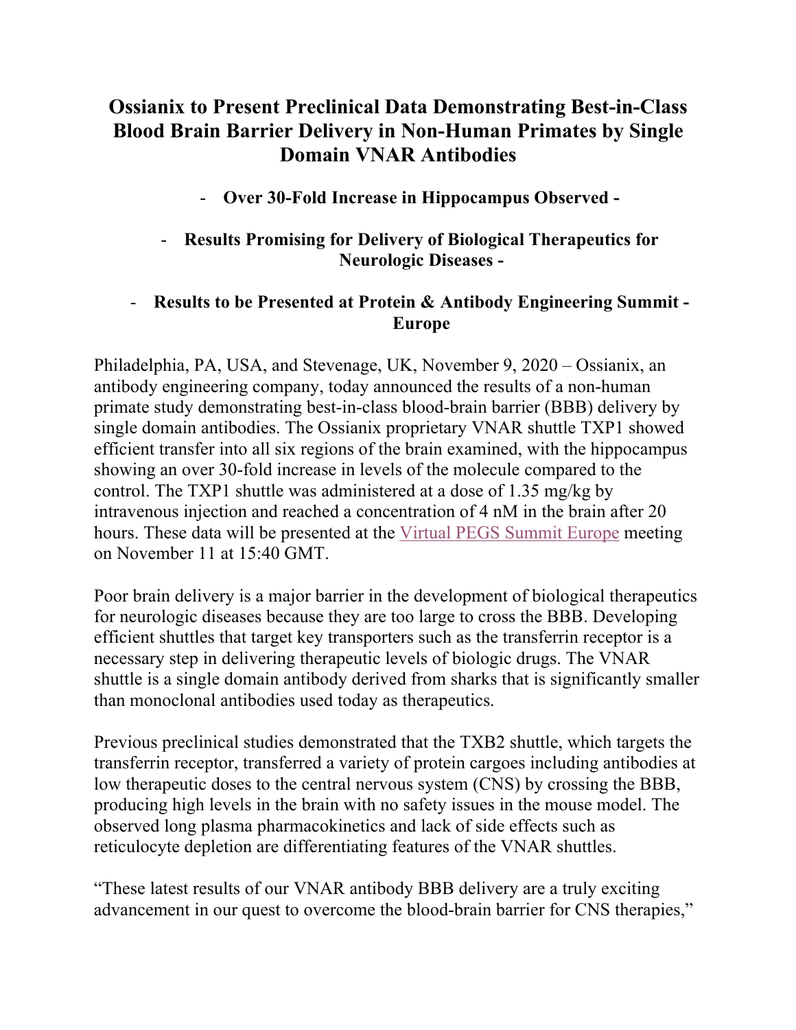# Ossianix to Present Preclinical Data Demonstrating Best-in-Class Blood Brain Barrier Delivery in Non-Human Primates by Single Domain VNAR Antibodies

- **Over 30-Fold Increase in Hippocampus Observed -**
- **Results Promising for Delivery of Biological Therapeutics for Neurologic Diseases -**
- **Results to be Presented at Protein & Antibody Engineering Summit - Europe**

Philadelphia, PA, USA, and Stevenage, UK, November 9, 2020 – Ossianix, an antibody engineering company, today announced the results of a non-human primate study demonstrating best-in-class blood-brain barrier (BBB) delivery by single domain antibodies. The Ossianix proprietary VNAR shuttle TXP1 showed efficient transfer into all six regions of the brain examined, with the hippocampus showing an over 30-fold increase in levels of the molecule compared to the control. The TXP1 shuttle was administered at a dose of 1.35 mg/kg by intravenous injection and reached a concentration of 4 nM in the brain after 20 hours. These data will be presented at the [Virtual PEGS Summit Europe] meeting on November 11 at 15:40 GMT.

Poor brain delivery is a major barrier in the development of biological therapeutics for neurologic diseases because they are too large to cross the BBB. Developing efficient shuttles that target key transporters such as the transferrin receptor is a necessary step in delivering therapeutic levels of biologic drugs. The VNAR shuttle is a single domain antibody derived from sharks that is significantly smaller than monoclonal antibodies used today as therapeutics.

Previous preclinical studies demonstrated that the TXB2 shuttle, which targets the transferrin receptor, transferred a variety of protein cargoes including antibodies at low therapeutic doses to the central nervous system (CNS) by crossing the BBB, producing high levels in the brain with no safety issues in the mouse model. The observed long plasma pharmacokinetics and lack of side effects such as reticulocyte depletion are differentiating features of the VNAR shuttles.

"These latest results of our VNAR antibody BBB delivery are a truly exciting advancement in our quest to overcome the blood-brain barrier for CNS therapies,"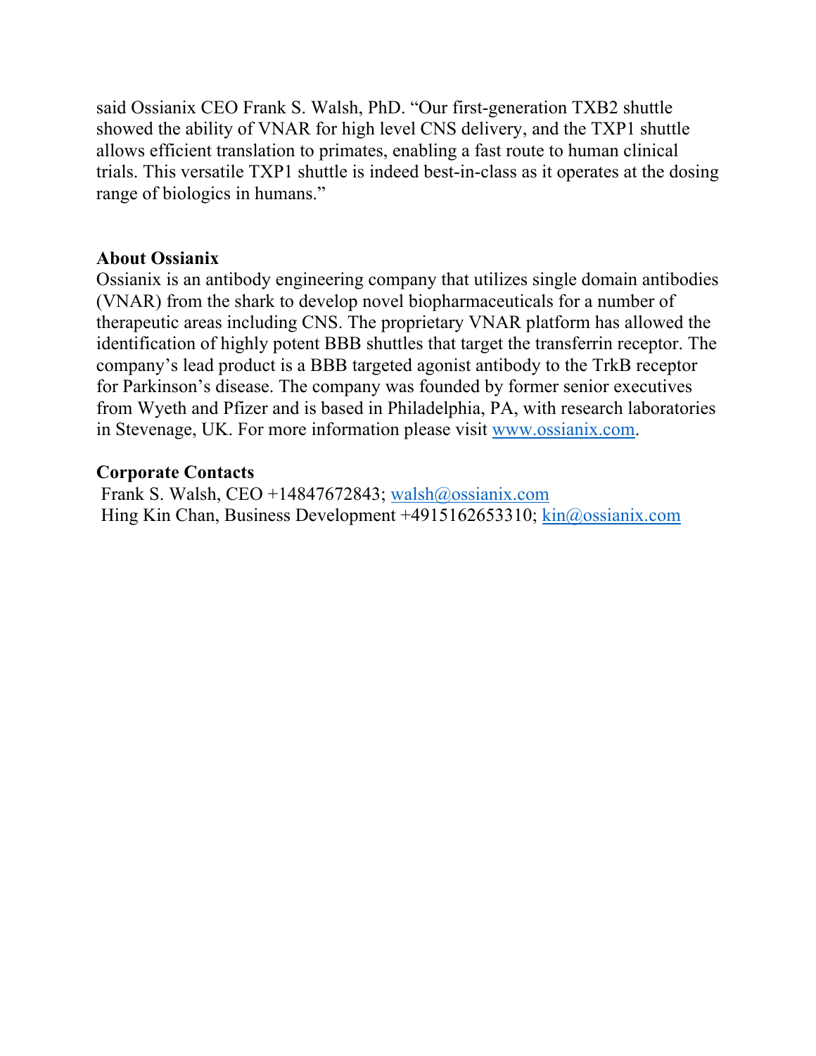said Ossianix CEO Frank S. Walsh, PhD. "Our first-generation TXB2 shuttle showed the ability of VNAR for high level CNS delivery, and the TXP1 shuttle allows efficient translation to primates, enabling a fast route to human clinical trials. This versatile TXP1 shuttle is indeed best-in-class as it operates at the dosing range of biologics in humans."

**About Ossianix**

Ossianix is an antibody engineering company that utilizes single domain antibodies (VNAR) from the shark to develop novel biopharmaceuticals for a number of therapeutic areas including CNS. The proprietary VNAR platform has allowed the identification of highly potent BBB shuttles that target the transferrin receptor. The company's lead product is a BBB targeted agonist antibody to the TrkB receptor for Parkinson's disease. The company was founded by former senior executives from Wyeth and Pfizer and is based in Philadelphia, PA, with research laboratories in Stevenage, UK. For more information please visit [www.ossianix.com](http://www.ossianix.com).

**Corporate Contacts**

Frank S. Walsh, CEO +14847672843; [walsh@ossianix.com](mailto:walsh@ossianix.com)
Hing Kin Chan, Business Development +4915162653310; [kin@ossianix.com](mailto:kin@ossianix.com)